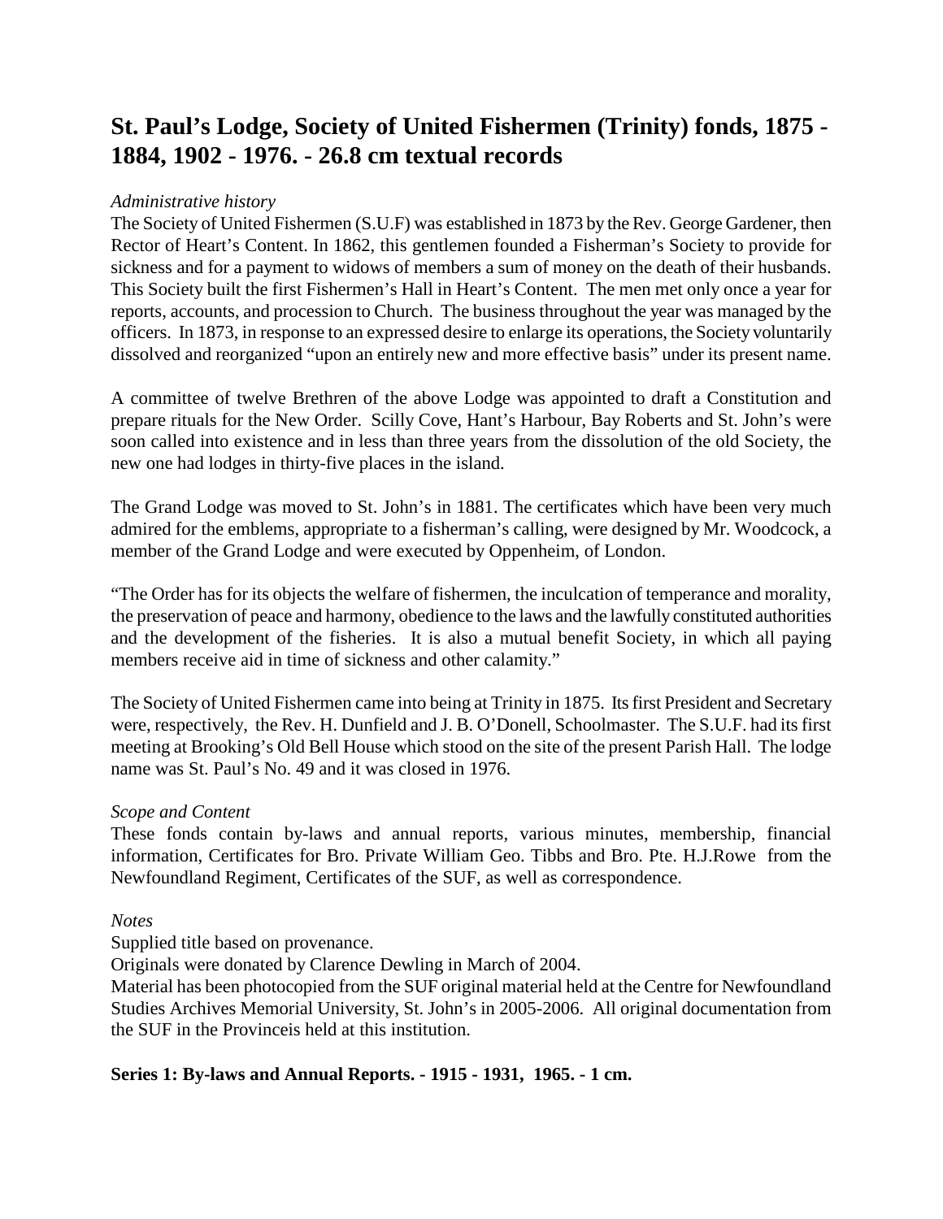# St. Paul's Lodge, Society of United Fishermen (Trinity) fonds, 1875 - 1884, 1902 - 1976. - 26.8 cm textual records

*Administrative history*

The Society of United Fishermen (S.U.F) was established in 1873 by the Rev. George Gardener, then Rector of Heart's Content. In 1862, this gentlemen founded a Fisherman's Society to provide for sickness and for a payment to widows of members a sum of money on the death of their husbands. This Society built the first Fishermen's Hall in Heart's Content. The men met only once a year for reports, accounts, and procession to Church. The business throughout the year was managed by the officers. In 1873, in response to an expressed desire to enlarge its operations, the Society voluntarily dissolved and reorganized "upon an entirely new and more effective basis" under its present name.

A committee of twelve Brethren of the above Lodge was appointed to draft a Constitution and prepare rituals for the New Order. Scilly Cove, Hant's Harbour, Bay Roberts and St. John's were soon called into existence and in less than three years from the dissolution of the old Society, the new one had lodges in thirty-five places in the island.

The Grand Lodge was moved to St. John's in 1881. The certificates which have been very much admired for the emblems, appropriate to a fisherman's calling, were designed by Mr. Woodcock, a member of the Grand Lodge and were executed by Oppenheim, of London.

"The Order has for its objects the welfare of fishermen, the inculcation of temperance and morality, the preservation of peace and harmony, obedience to the laws and the lawfully constituted authorities and the development of the fisheries. It is also a mutual benefit Society, in which all paying members receive aid in time of sickness and other calamity."

The Society of United Fishermen came into being at Trinity in 1875. Its first President and Secretary were, respectively, the Rev. H. Dunfield and J. B. O'Donell, Schoolmaster. The S.U.F. had its first meeting at Brooking's Old Bell House which stood on the site of the present Parish Hall. The lodge name was St. Paul's No. 49 and it was closed in 1976.

*Scope and Content*

These fonds contain by-laws and annual reports, various minutes, membership, financial information, Certificates for Bro. Private William Geo. Tibbs and Bro. Pte. H.J.Rowe from the Newfoundland Regiment, Certificates of the SUF, as well as correspondence.

*Notes*

Supplied title based on provenance.

Originals were donated by Clarence Dewling in March of 2004.

Material has been photocopied from the SUF original material held at the Centre for Newfoundland Studies Archives Memorial University, St. John's in 2005-2006. All original documentation from the SUF in the Provinceis held at this institution.

**Series 1: By-laws and Annual Reports. - 1915 - 1931, 1965. - 1 cm.**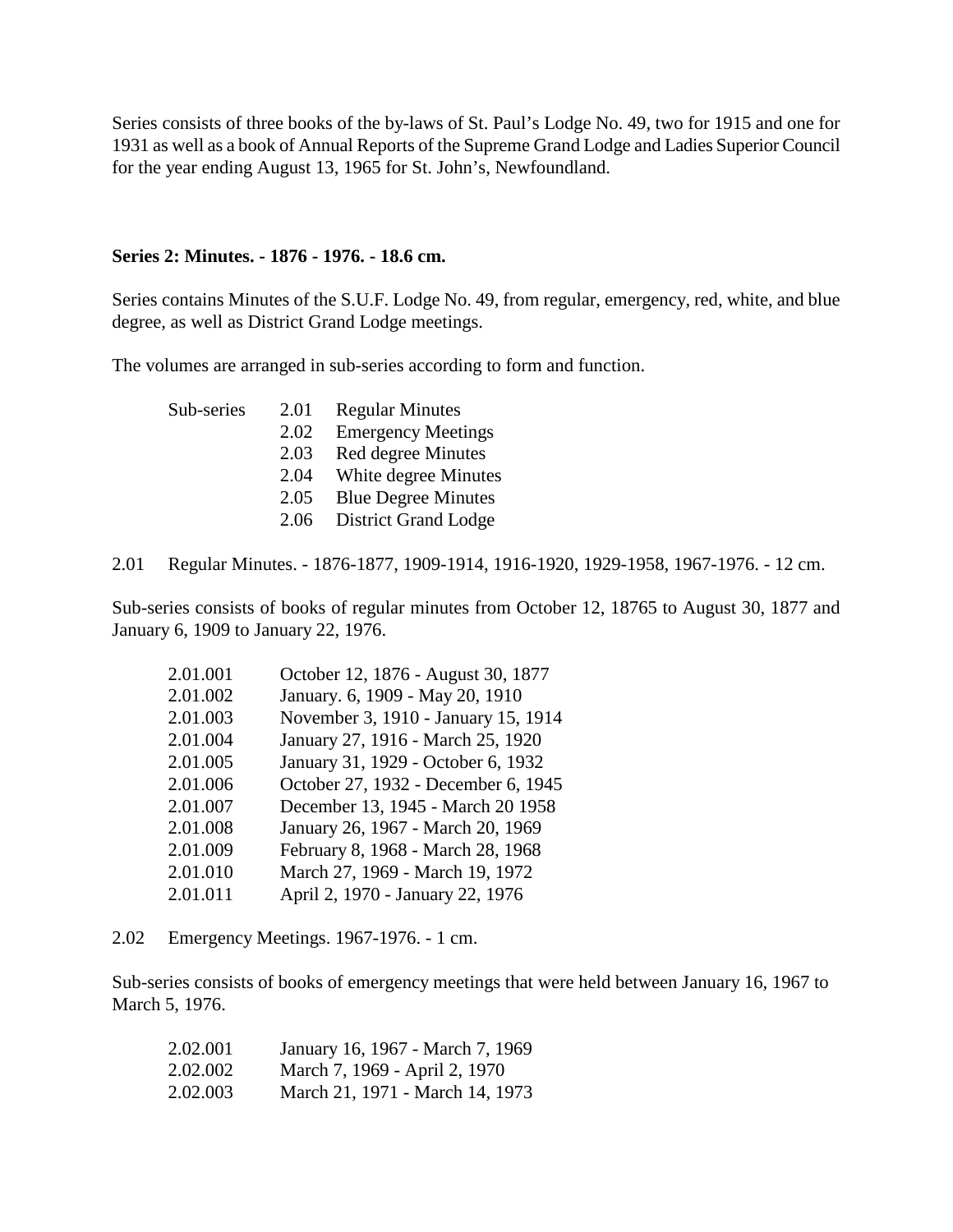Series consists of three books of the by-laws of St. Paul's Lodge No. 49, two for 1915 and one for 1931 as well as a book of Annual Reports of the Supreme Grand Lodge and Ladies Superior Council for the year ending August 13, 1965 for St. John's, Newfoundland.

**Series 2: Minutes. - 1876 - 1976. - 18.6 cm.**

Series contains Minutes of the S.U.F. Lodge No. 49, from regular, emergency, red, white, and blue degree, as well as District Grand Lodge meetings.

The volumes are arranged in sub-series according to form and function.

| Sub-series | 2.01 | Regular Minutes |
|---|---|---|
| | 2.02 | Emergency Meetings |
| | 2.03 | Red degree Minutes |
| | 2.04 | White degree Minutes |
| | 2.05 | Blue Degree Minutes |
| | 2.06 | District Grand Lodge |

2.01 Regular Minutes. - 1876-1877, 1909-1914, 1916-1920, 1929-1958, 1967-1976. - 12 cm.

Sub-series consists of books of regular minutes from October 12, 18765 to August 30, 1877 and January 6, 1909 to January 22, 1976.

| | |
|---|---|
| 2.01.001 | October 12, 1876 - August 30, 1877 |
| 2.01.002 | January. 6, 1909 - May 20, 1910 |
| 2.01.003 | November 3, 1910 - January 15, 1914 |
| 2.01.004 | January 27, 1916 - March 25, 1920 |
| 2.01.005 | January 31, 1929 - October 6, 1932 |
| 2.01.006 | October 27, 1932 - December 6, 1945 |
| 2.01.007 | December 13, 1945 - March 20 1958 |
| 2.01.008 | January 26, 1967 - March 20, 1969 |
| 2.01.009 | February 8, 1968 - March 28, 1968 |
| 2.01.010 | March 27, 1969 - March 19, 1972 |
| 2.01.011 | April 2, 1970 - January 22, 1976 |

2.02 Emergency Meetings. 1967-1976. - 1 cm.

Sub-series consists of books of emergency meetings that were held between January 16, 1967 to March 5, 1976.

| | |
|---|---|
| 2.02.001 | January 16, 1967 - March 7, 1969 |
| 2.02.002 | March 7, 1969 - April 2, 1970 |
| 2.02.003 | March 21, 1971 - March 14, 1973 |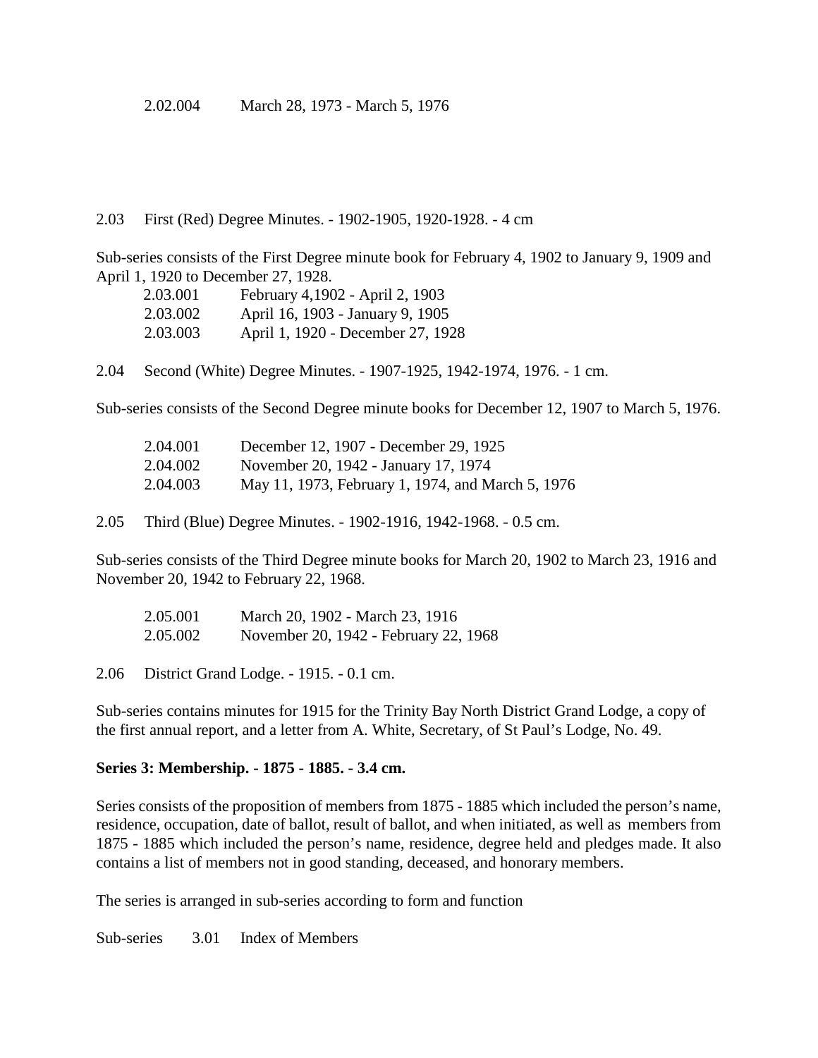2.02.004 March 28, 1973 - March 5, 1976

2.03 First (Red) Degree Minutes. - 1902-1905, 1920-1928. - 4 cm

Sub-series consists of the First Degree minute book for February 4, 1902 to January 9, 1909 and April 1, 1920 to December 27, 1928.

2.03.001 February 4,1902 - April 2, 1903
2.03.002 April 16, 1903 - January 9, 1905
2.03.003 April 1, 1920 - December 27, 1928

2.04 Second (White) Degree Minutes. - 1907-1925, 1942-1974, 1976. - 1 cm.

Sub-series consists of the Second Degree minute books for December 12, 1907 to March 5, 1976.

2.04.001 December 12, 1907 - December 29, 1925
2.04.002 November 20, 1942 - January 17, 1974
2.04.003 May 11, 1973, February 1, 1974, and March 5, 1976

2.05 Third (Blue) Degree Minutes. - 1902-1916, 1942-1968. - 0.5 cm.

Sub-series consists of the Third Degree minute books for March 20, 1902 to March 23, 1916 and November 20, 1942 to February 22, 1968.

2.05.001 March 20, 1902 - March 23, 1916
2.05.002 November 20, 1942 - February 22, 1968

2.06 District Grand Lodge. - 1915. - 0.1 cm.

Sub-series contains minutes for 1915 for the Trinity Bay North District Grand Lodge, a copy of the first annual report, and a letter from A. White, Secretary, of St Paul's Lodge, No. 49.

**Series 3: Membership. - 1875 - 1885. - 3.4 cm.**

Series consists of the proposition of members from 1875 - 1885 which included the person's name, residence, occupation, date of ballot, result of ballot, and when initiated, as well as members from 1875 - 1885 which included the person's name, residence, degree held and pledges made. It also contains a list of members not in good standing, deceased, and honorary members.

The series is arranged in sub-series according to form and function

Sub-series 3.01 Index of Members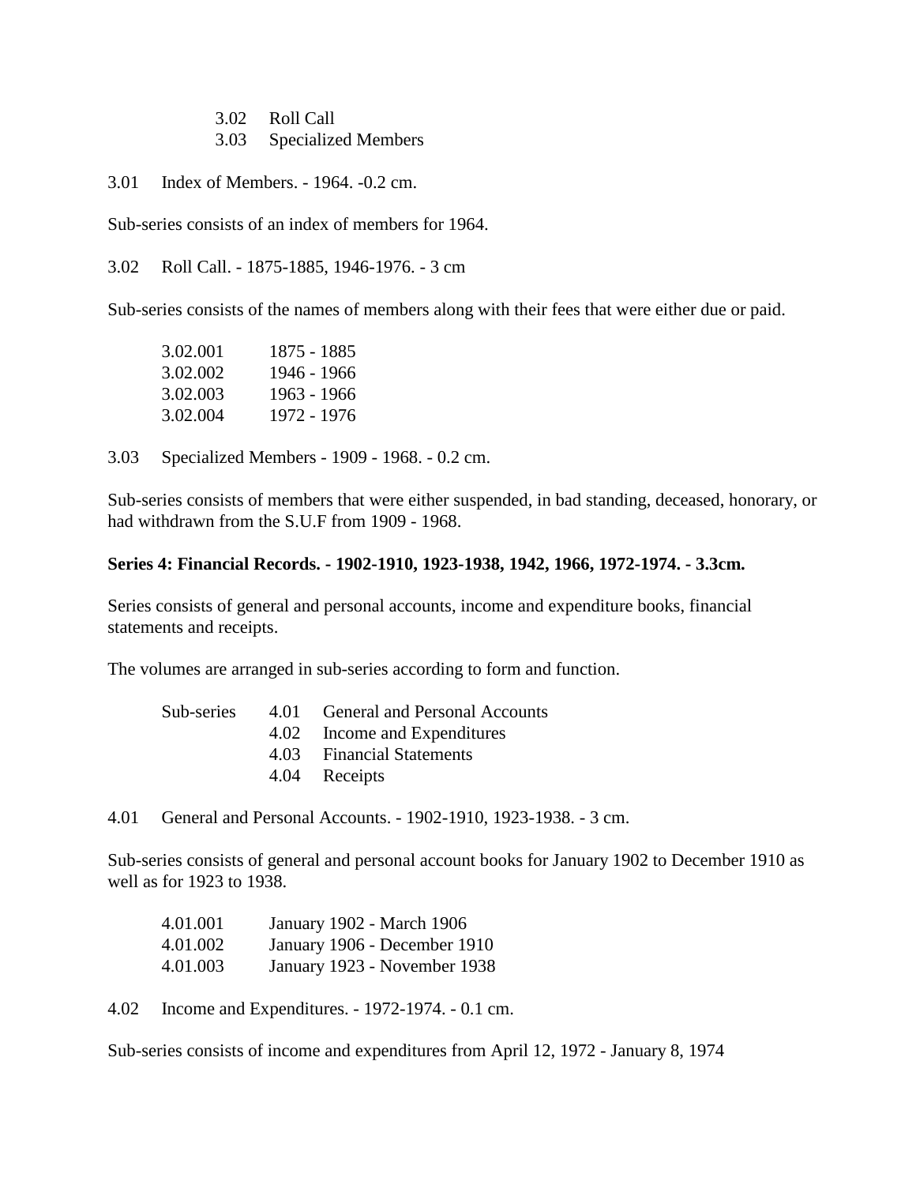3.02 Roll Call
3.03 Specialized Members

3.01 Index of Members. - 1964. -0.2 cm.

Sub-series consists of an index of members for 1964.

3.02 Roll Call. - 1875-1885, 1946-1976. - 3 cm

Sub-series consists of the names of members along with their fees that were either due or paid.

| | |
|---|---|
| 3.02.001 | 1875 - 1885 |
| 3.02.002 | 1946 - 1966 |
| 3.02.003 | 1963 - 1966 |
| 3.02.004 | 1972 - 1976 |

3.03 Specialized Members - 1909 - 1968. - 0.2 cm.

Sub-series consists of members that were either suspended, in bad standing, deceased, honorary, or had withdrawn from the S.U.F from 1909 - 1968.

**Series 4: Financial Records. - 1902-1910, 1923-1938, 1942, 1966, 1972-1974. - 3.3cm.**

Series consists of general and personal accounts, income and expenditure books, financial statements and receipts.

The volumes are arranged in sub-series according to form and function.

| | | |
|---|---|---|
| Sub-series | 4.01 | General and Personal Accounts |
| | 4.02 | Income and Expenditures |
| | 4.03 | Financial Statements |
| | 4.04 | Receipts |

4.01 General and Personal Accounts. - 1902-1910, 1923-1938. - 3 cm.

Sub-series consists of general and personal account books for January 1902 to December 1910 as well as for 1923 to 1938.

| | |
|---|---|
| 4.01.001 | January 1902 - March 1906 |
| 4.01.002 | January 1906 - December 1910 |
| 4.01.003 | January 1923 - November 1938 |

4.02 Income and Expenditures. - 1972-1974. - 0.1 cm.

Sub-series consists of income and expenditures from April 12, 1972 - January 8, 1974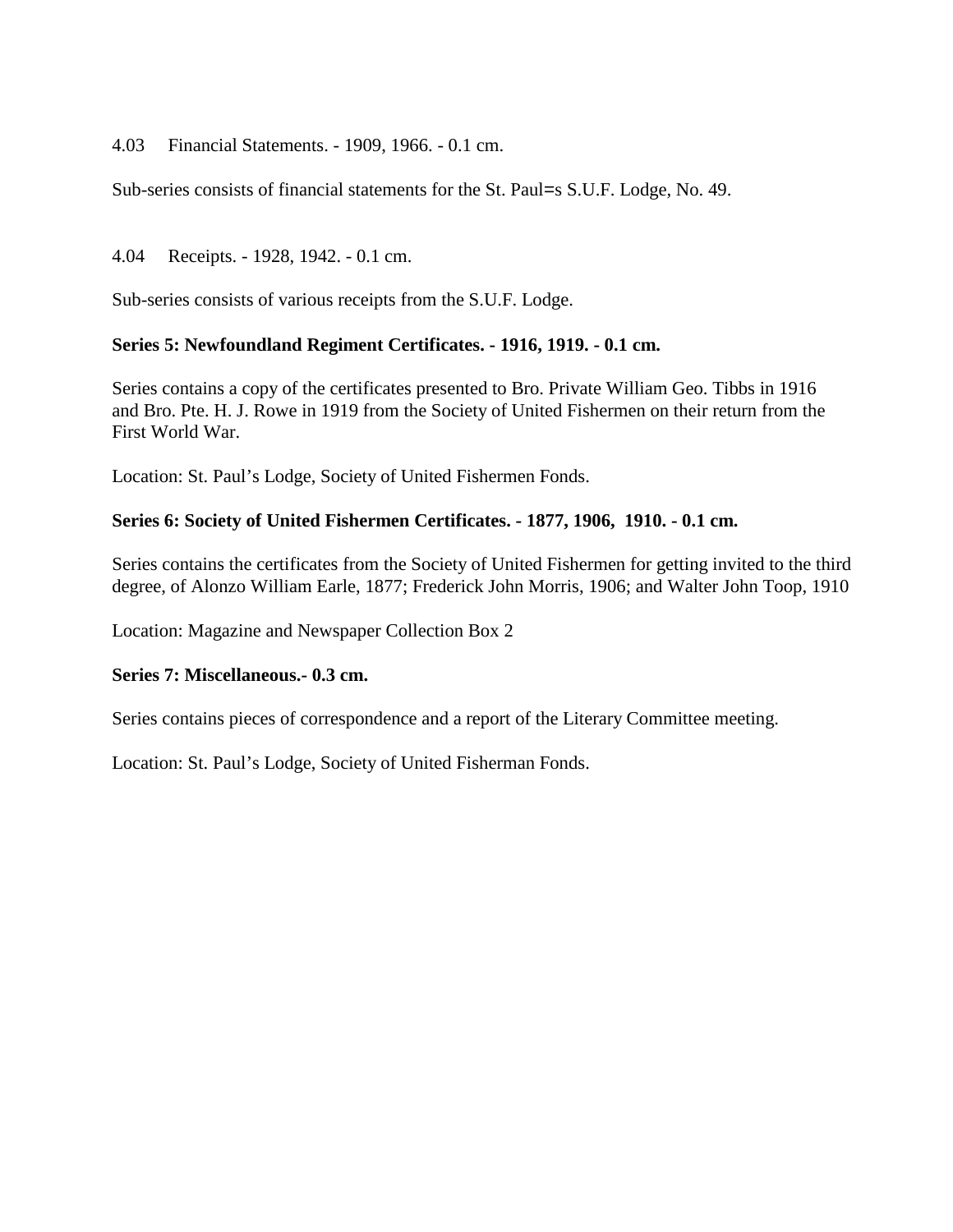4.03 Financial Statements. - 1909, 1966. - 0.1 cm.

Sub-series consists of financial statements for the St. Paul=s S.U.F. Lodge, No. 49.

4.04 Receipts. - 1928, 1942. - 0.1 cm.

Sub-series consists of various receipts from the S.U.F. Lodge.

**Series 5: Newfoundland Regiment Certificates. - 1916, 1919. - 0.1 cm.**

Series contains a copy of the certificates presented to Bro. Private William Geo. Tibbs in 1916 and Bro. Pte. H. J. Rowe in 1919 from the Society of United Fishermen on their return from the First World War.

Location: St. Paul's Lodge, Society of United Fishermen Fonds.

**Series 6: Society of United Fishermen Certificates. - 1877, 1906, 1910. - 0.1 cm.**

Series contains the certificates from the Society of United Fishermen for getting invited to the third degree, of Alonzo William Earle, 1877; Frederick John Morris, 1906; and Walter John Toop, 1910

Location: Magazine and Newspaper Collection Box 2

**Series 7: Miscellaneous.- 0.3 cm.**

Series contains pieces of correspondence and a report of the Literary Committee meeting.

Location: St. Paul's Lodge, Society of United Fisherman Fonds.